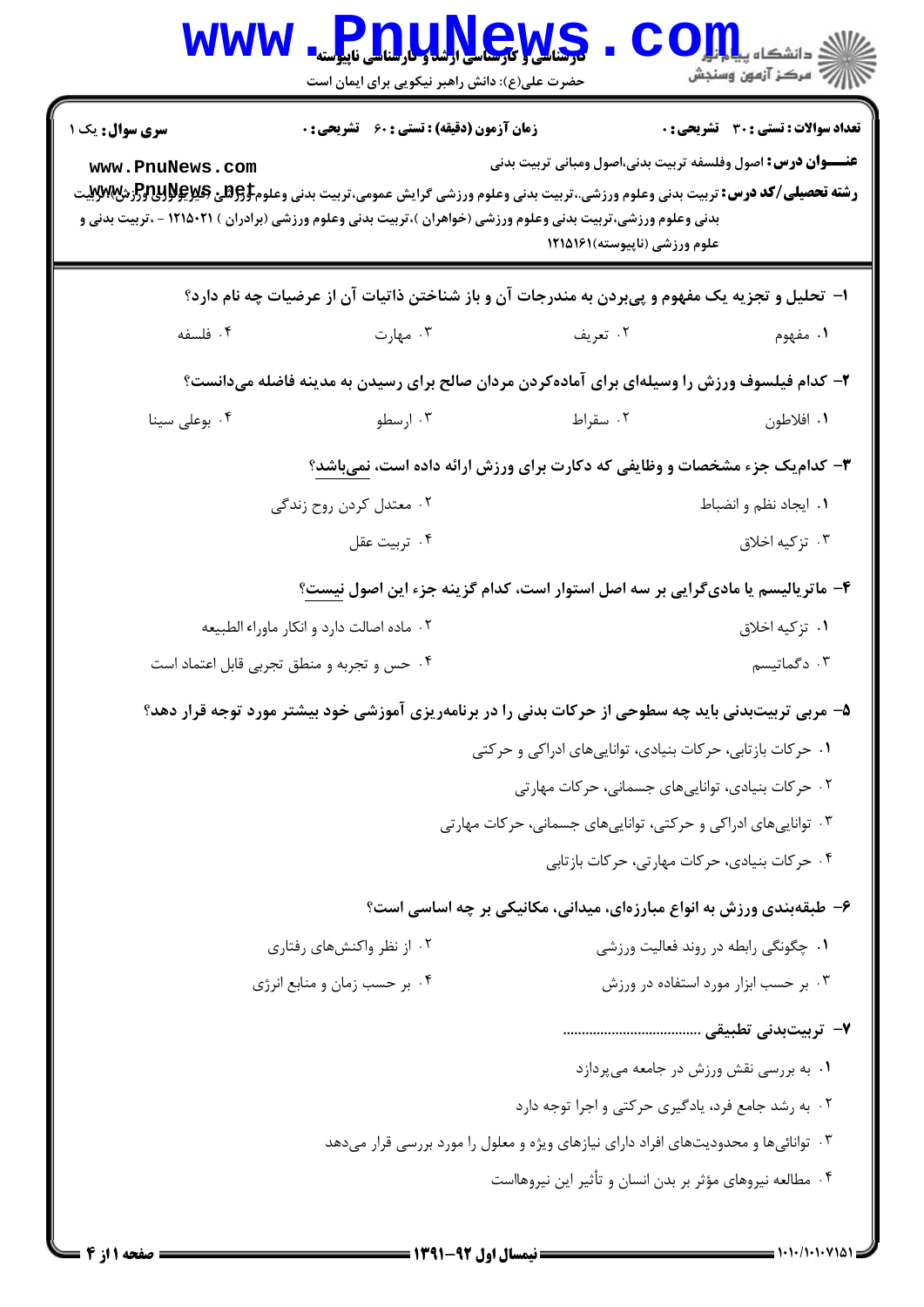**سری سوال:** یک ۱

**زمان آزمون (دقیقه) : تستی : ۶۰ تشریحی : ۰**

**تعداد سوالات : تستی : ۳۰ تشریحی : ۰**

**عنـــوان درس:** اصول وفلسفه تربیت بدنی،اصول ومبانی تربیت بدنی

**رشته تحصیلی/کد درس:** تربیت بدنی وعلوم ورزشی،،تربیت بدنی وعلوم ورزشی گرایش عمومی،تربیت بدنی وعلوم ورزشی (فیزیولوژی ورزش)،تربیت بدنی وعلوم ورزشی،تربیت بدنی وعلوم ورزشی (خواهران )،تربیت بدنی وعلوم ورزشی (برادران ) ۱۲۱۵۰۲۱ - ،تربیت بدنی و علوم ورزشی (ناپیوسته)۱۲۱۵۱۶۱

۱- تحلیل و تجزیه یک مفهوم و پی‌بردن به مندرجات آن و باز شناختن ذاتیات آن از عرضیات چه نام دارد؟

۱. مفهوم
۲. تعریف
۳. مهارت
۴. فلسفه

۲- کدام فیلسوف ورزش را وسیله‌ای برای آماده‌کردن مردان صالح برای رسیدن به مدینه فاضله می‌دانست؟

۱. افلاطون
۲. سقراط
۳. ارسطو
۴. بوعلی سینا

۳- کدام‌یک جزء مشخصات و وظایفی که دکارت برای ورزش ارائه داده است، نمی‌باشد؟

۱. ایجاد نظم و انضباط
۲. معتدل کردن روح زندگی
۳. تزکیه اخلاق
۴. تربیت عقل

۴- ماتریالیسم یا مادی‌گرایی بر سه اصل استوار است، کدام گزینه جزء این اصول نیست؟

۱. تزکیه اخلاق
۲. ماده اصالت دارد و انکار ماوراء الطبیعه
۳. دگماتیسم
۴. حس و تجربه و منطق تجربی قابل اعتماد است

۵- مربی تربیت‌بدنی باید چه سطوحی از حرکات بدنی را در برنامه‌ریزی آموزشی خود بیشتر مورد توجه قرار دهد؟

۱. حرکات بازتابی، حرکات بنیادی، توانایی‌های ادراکی و حرکتی
۲. حرکات بنیادی، توانایی‌های جسمانی، حرکات مهارتی
۳. توانایی‌های ادراکی و حرکتی، توانایی‌های جسمانی، حرکات مهارتی
۴. حرکات بنیادی، حرکات مهارتی، حرکات بازتابی

۶- طبقه‌بندی ورزش به انواع مبارزه‌ای، میدانی، مکانیکی بر چه اساسی است؟

۱. چگونگی رابطه در روند فعالیت ورزشی
۲. از نظر واکنش‌های رفتاری
۳. بر حسب ابزار مورد استفاده در ورزش
۴. بر حسب زمان و منابع انرژی

۷- تربیت‌بدنی تطبیقی ..................................

۱. به بررسی نقش ورزش در جامعه می‌پردازد
۲. به رشد جامع فرد، یادگیری حرکتی و اجرا توجه دارد
۳. توانائی‌ها و محدودیت‌های افراد دارای نیازهای ویژه و معلول را مورد بررسی قرار می‌دهد
۴. مطالعه نیروهای مؤثر بر بدن انسان و تأثیر این نیروهاست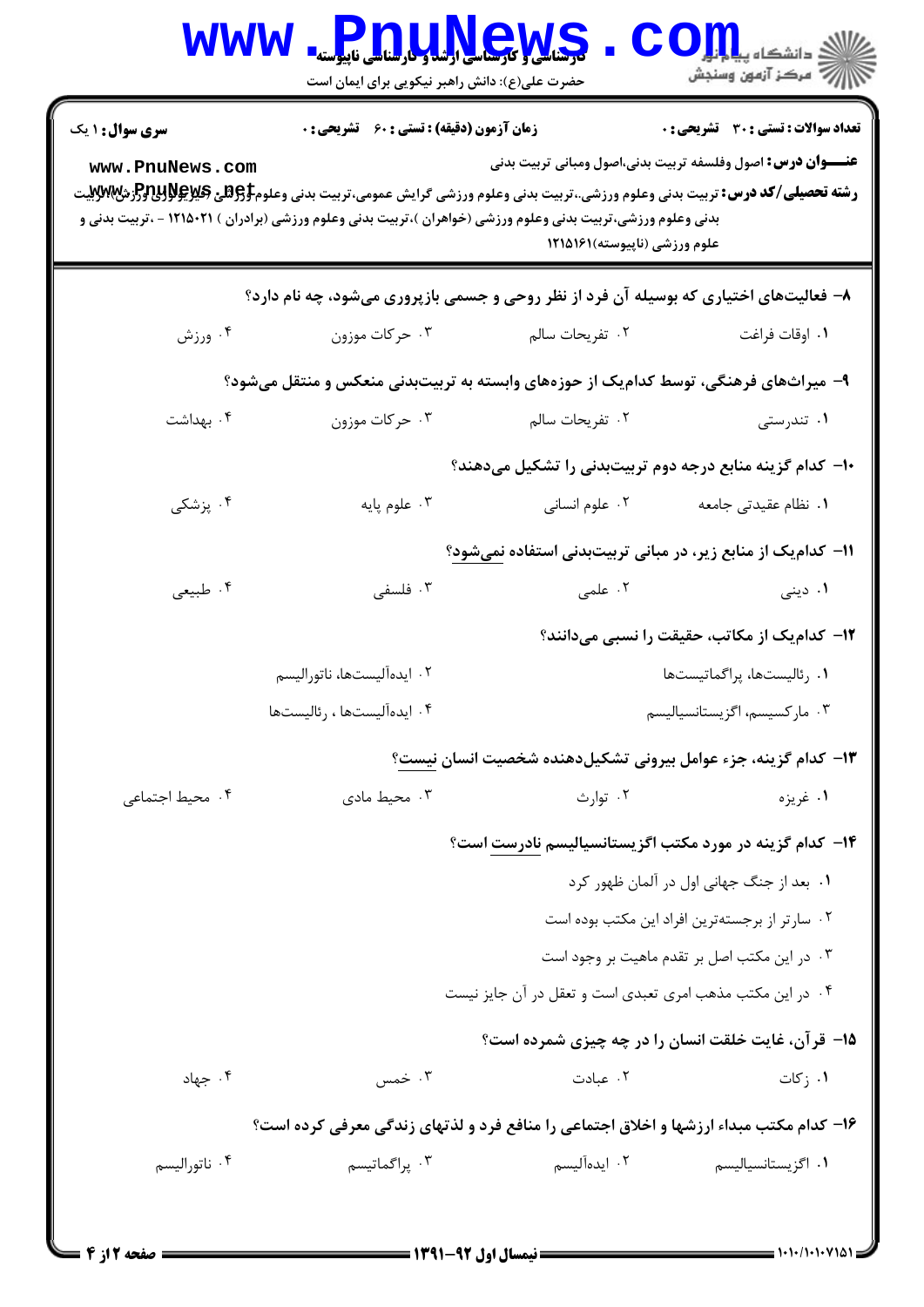**سری سوال:** ۱ یک

**زمان آزمون (دقیقه) : تستی :** ۶۰ **تشریحی :** ۰

**تعداد سوالات : تستی :** ۳۰ **تشریحی :** ۰

**عنـــوان درس:** اصول وفلسفه تربیت بدنی،اصول ومبانی تربیت بدنی

**رشته تحصیلی/کد درس:** تربیت بدنی وعلوم ورزشی،،تربیت بدنی وعلوم ورزشی گرایش عمومی،تربیت بدنی وعلوم ورزشی (فیزیولوژی ورزش)،تربیت بدنی وعلوم ورزشی،تربیت بدنی وعلوم ورزشی (خواهران )،تربیت بدنی وعلوم ورزشی (برادران ) ۱۲۱۵۰۲۱ - ،تربیت بدنی و علوم ورزشی (ناپیوسته)۱۲۱۵۱۶۱

۸- فعالیت‌های اختیاری که بوسیله آن فرد از نظر روحی و جسمی بازپروری می‌شود، چه نام دارد؟

۱. اوقات فراغت ۲. تفریحات سالم ۳. حرکات موزون ۴. ورزش

۹- میراث‌های فرهنگی، توسط کدام‌یک از حوزه‌های وابسته به تربیت‌بدنی منعکس و منتقل می‌شود؟

۱. تندرستی ۲. تفریحات سالم ۳. حرکات موزون ۴. بهداشت

۱۰- کدام گزینه منابع درجه دوم تربیت‌بدنی را تشکیل می‌دهند؟

۱. نظام عقیدتی جامعه ۲. علوم انسانی ۳. علوم پایه ۴. پزشکی

۱۱- کدام‌یک از منابع زیر، در مبانی تربیت‌بدنی استفاده نمی‌شود؟

۱. دینی ۲. علمی ۳. فلسفی ۴. طبیعی

۱۲- کدام‌یک از مکاتب، حقیقت را نسبی می‌دانند؟

۱. رئالیست‌ها، پراگماتیست‌ها
۲. ایده‌آلیست‌ها، ناتورالیسم
۳. مارکسیسم، اگزیستانسیالیسم
۴. ایده‌آلیست‌ها ، رئالیست‌ها

۱۳- کدام گزینه، جزء عوامل بیرونی تشکیل‌دهنده شخصیت انسان نیست؟

۱. غریزه ۲. توارث ۳. محیط مادی ۴. محیط اجتماعی

۱۴- کدام گزینه در مورد مکتب اگزیستانسیالیسم نادرست است؟

۱. بعد از جنگ جهانی اول در آلمان ظهور کرد
۲. سارتر از برجسته‌ترین افراد این مکتب بوده است
۳. در این مکتب اصل بر تقدم ماهیت بر وجود است
۴. در این مکتب مذهب امری تعبدی است و تعقل در آن جایز نیست

۱۵- قرآن، غایت خلقت انسان را در چه چیزی شمرده است؟

۱. زکات ۲. عبادت ۳. خمس ۴. جهاد

۱۶- کدام مکتب مبداء ارزشها و اخلاق اجتماعی را منافع فرد و لذتهای زندگی معرفی کرده است؟

۱. اگزیستانسیالیسم ۲. ایده‌آلیسم ۳. پراگماتیسم ۴. ناتورالیسم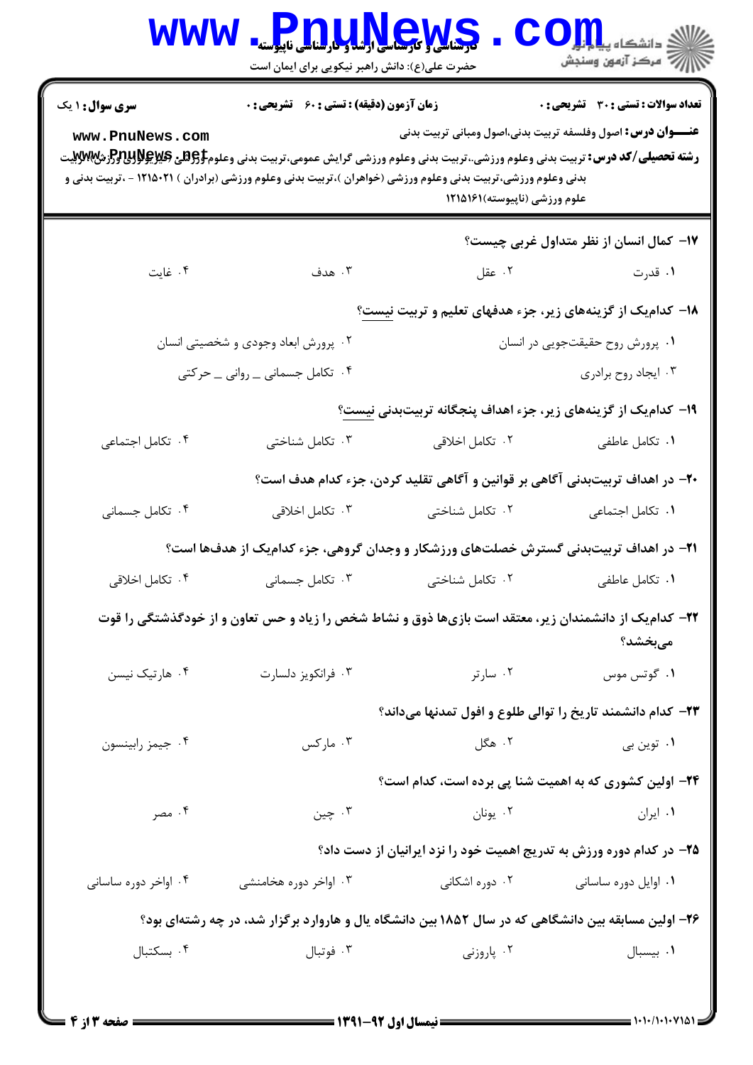**سری سوال:** ۱ یک　　**زمان آزمون (دقیقه) : تستی :** ۶۰ **تشریحی :** ۰　　**تعداد سوالات : تستی :** ۳۰ **تشریحی :** ۰

**عنـــوان درس:** اصول وفلسفه تربیت بدنی،اصول ومبانی تربیت بدنی

**رشته تحصیلی/کد درس:** تربیت بدنی وعلوم ورزشی،تربیت بدنی وعلوم ورزشی گرایش عمومی،تربیت بدنی وعلوم ورزشی (فیزیولوژی ورزش)،تربیت بدنی وعلوم ورزشی،تربیت بدنی وعلوم ورزشی (خواهران )،تربیت بدنی وعلوم ورزشی (برادران ) ۱۲۱۵۰۲۱ - ،تربیت بدنی و علوم ورزشی (ناپیوسته)۱۲۱۵۱۶۱

**۱۷- کمال انسان از نظر متداول غربی چیست؟**

۱. قدرت　　۲. عقل　　۳. هدف　　۴. غایت

**۱۸- کدام‌یک از گزینه‌های زیر، جزء هدفهای تعلیم و تربیت نیست؟**

۱. پرورش روح حقیقت‌جویی در انسان
۲. پرورش ابعاد وجودی و شخصیتی انسان
۳. ایجاد روح برادری
۴. تکامل جسمانی ــ روانی ــ حرکتی

**۱۹- کدام‌یک از گزینه‌های زیر، جزء اهداف پنجگانه تربیت‌بدنی نیست؟**

۱. تکامل عاطفی　　۲. تکامل اخلاقی　　۳. تکامل شناختی　　۴. تکامل اجتماعی

**۲۰- در اهداف تربیت‌بدنی آگاهی بر قوانین و آگاهی تقلید کردن، جزء کدام هدف است؟**

۱. تکامل اجتماعی　　۲. تکامل شناختی　　۳. تکامل اخلاقی　　۴. تکامل جسمانی

**۲۱- در اهداف تربیت‌بدنی گسترش خصلت‌های ورزشکار و وجدان گروهی، جزء کدام‌یک از هدف‌ها است؟**

۱. تکامل عاطفی　　۲. تکامل شناختی　　۳. تکامل جسمانی　　۴. تکامل اخلاقی

**۲۲- کدام‌یک از دانشمندان زیر، معتقد است بازی‌ها ذوق و نشاط شخص را زیاد و حس تعاون و از خودگذشتگی را قوت می‌بخشد؟**

۱. گوتس موس　　۲. سارتر　　۳. فرانکویز دلسارت　　۴. هارتیک نیسن

**۲۳- کدام دانشمند تاریخ را توالی طلوع و افول تمدنها می‌داند؟**

۱. توین بی　　۲. هگل　　۳. مارکس　　۴. جیمز رابینسون

**۲۴- اولین کشوری که به اهمیت شنا پی برده است، کدام است؟**

۱. ایران　　۲. یونان　　۳. چین　　۴. مصر

**۲۵- در کدام دوره ورزش به تدریج اهمیت خود را نزد ایرانیان از دست داد؟**

۱. اوایل دوره ساسانی　　۲. دوره اشکانی　　۳. اواخر دوره هخامنشی　　۴. اواخر دوره ساسانی

**۲۶- اولین مسابقه بین دانشگاهی که در سال ۱۸۵۲ بین دانشگاه یال و هاروارد برگزار شد، در چه رشته‌ای بود؟**

۱. بیسبال　　۲. پاروزنی　　۳. فوتبال　　۴. بسکتبال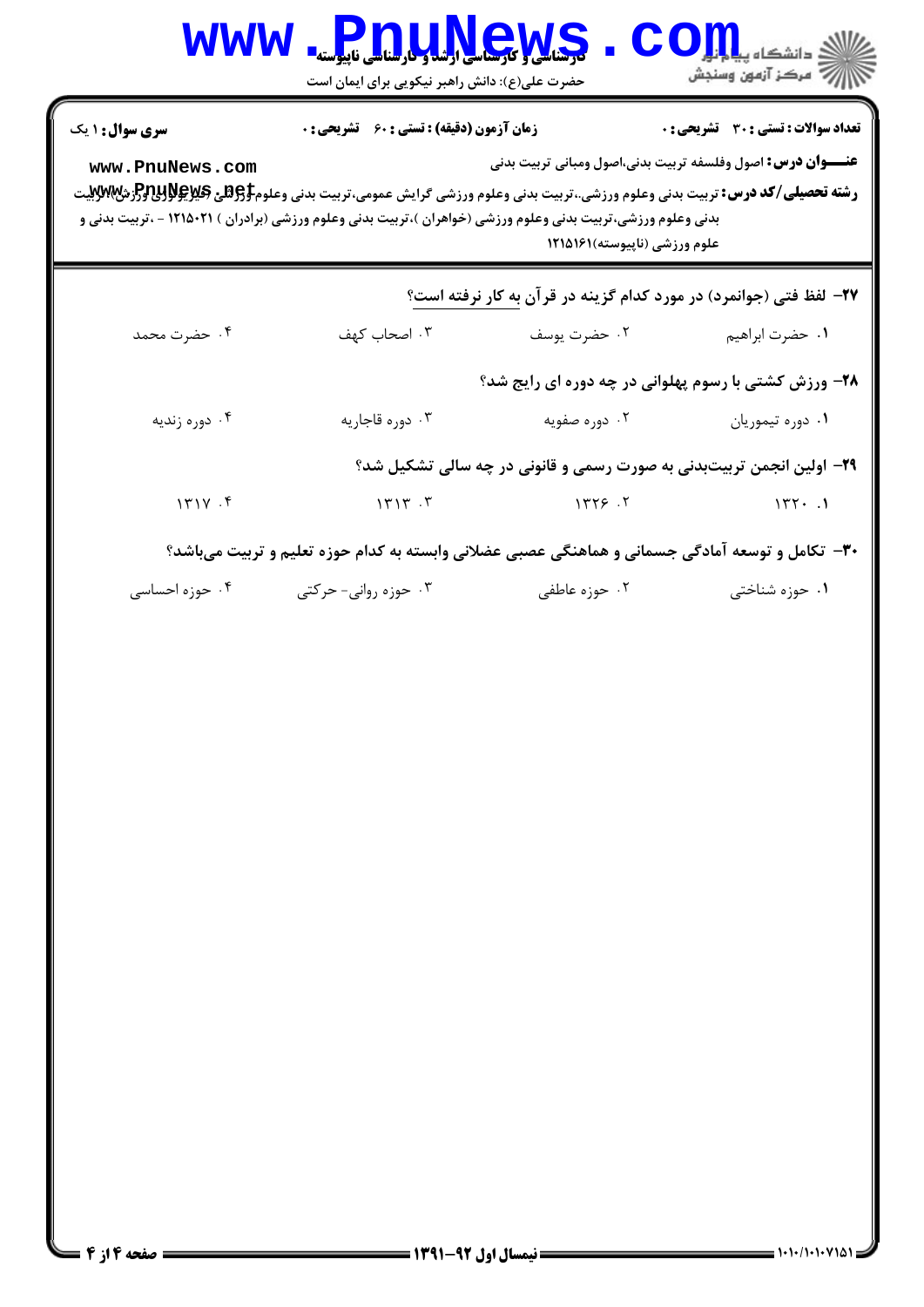**سری سوال:** ۱ یک　　**زمان آزمون (دقیقه) : تستی :** ۶۰ **تشریحی :** ۰　　**تعداد سوالات : تستی :** ۳۰ **تشریحی :** ۰

**عنـــوان درس:** اصول وفلسفه تربیت بدنی،اصول ومبانی تربیت بدنی

**رشته تحصیلی/کد درس:** تربیت بدنی وعلوم ورزشی،.تربیت بدنی وعلوم ورزشی گرایش عمومی،تربیت بدنی وعلوم ورزشی (فیزیولوژی ورزش)،تربیت بدنی وعلوم ورزشی،تربیت بدنی وعلوم ورزشی (خواهران )،تربیت بدنی وعلوم ورزشی (برادران ) ۱۲۱۵۰۲۱ - ،تربیت بدنی و علوم ورزشی (ناپیوسته)۱۲۱۵۱۶۱

**۲۷- لفظ فتی (جوانمرد) در مورد کدام گزینه در قرآن به کار نرفته است؟**

۱. حضرت ابراهیم　　۲. حضرت یوسف　　۳. اصحاب کهف　　۴. حضرت محمد

**۲۸- ورزش کشتی با رسوم پهلوانی در چه دوره ای رایج شد؟**

۱. دوره تیموریان　　۲. دوره صفویه　　۳. دوره قاجاریه　　۴. دوره زندیه

**۲۹- اولین انجمن تربیت‌بدنی به صورت رسمی و قانونی در چه سالی تشکیل شد؟**

۱. ۱۳۲۰　　۲. ۱۳۲۶　　۳. ۱۳۱۳　　۴. ۱۳۱۷

**۳۰- تکامل و توسعه آمادگی جسمانی و هماهنگی عصبی عضلانی وابسته به کدام حوزه تعلیم و تربیت می‌باشد؟**

۱. حوزه شناختی　　۲. حوزه عاطفی　　۳. حوزه روانی- حرکتی　　۴. حوزه احساسی